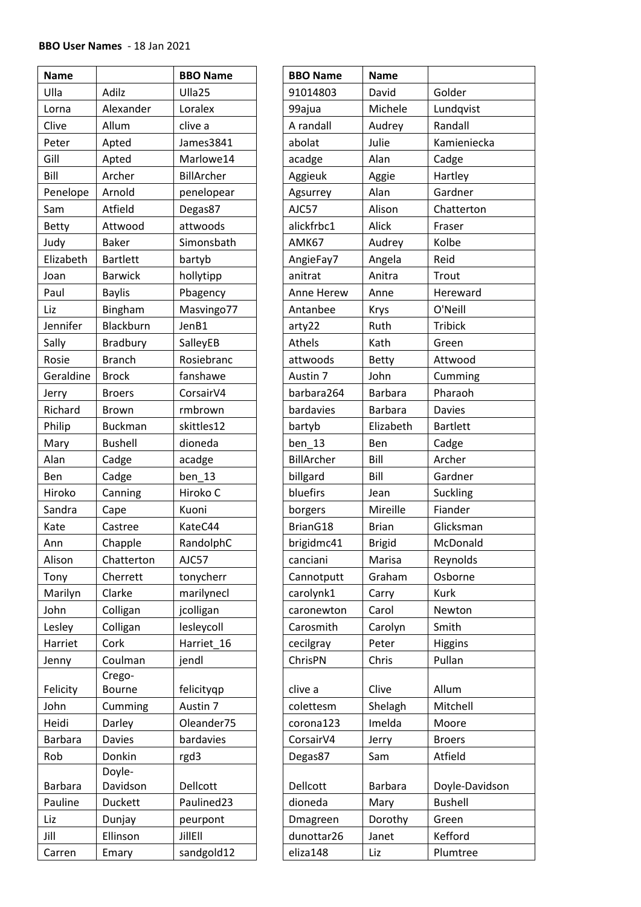**BBO User Names** - 18 Jan 2021

| Name | | BBO Name |
|---|---|---|
| Ulla | Adilz | Ulla25 |
| Lorna | Alexander | Loralex |
| Clive | Allum | clive a |
| Peter | Apted | James3841 |
| Gill | Apted | Marlowe14 |
| Bill | Archer | BillArcher |
| Penelope | Arnold | penelopear |
| Sam | Atfield | Degas87 |
| Betty | Attwood | attwoods |
| Judy | Baker | Simonsbath |
| Elizabeth | Bartlett | bartyb |
| Joan | Barwick | hollytipp |
| Paul | Baylis | Pbagency |
| Liz | Bingham | Masvingo77 |
| Jennifer | Blackburn | JenB1 |
| Sally | Bradbury | SalleyEB |
| Rosie | Branch | Rosiebranc |
| Geraldine | Brock | fanshawe |
| Jerry | Broers | CorsairV4 |
| Richard | Brown | rmbrown |
| Philip | Buckman | skittles12 |
| Mary | Bushell | dioneda |
| Alan | Cadge | acadge |
| Ben | Cadge | ben_13 |
| Hiroko | Canning | Hiroko C |
| Sandra | Cape | Kuoni |
| Kate | Castree | KateC44 |
| Ann | Chapple | RandolphC |
| Alison | Chatterton | AJC57 |
| Tony | Cherrett | tonycherr |
| Marilyn | Clarke | marilynecl |
| John | Colligan | jcolligan |
| Lesley | Colligan | lesleycoll |
| Harriet | Cork | Harriet_16 |
| Jenny | Coulman | jendl |
| Felicity | Crego-Bourne | felicityqp |
| John | Cumming | Austin 7 |
| Heidi | Darley | Oleander75 |
| Barbara | Davies | bardavies |
| Rob | Donkin | rgd3 |
| Barbara | Doyle-Davidson | Dellcott |
| Pauline | Duckett | Paulined23 |
| Liz | Dunjay | peurpont |
| Jill | Ellinson | JillEll |
| Carren | Emary | sandgold12 |

| BBO Name | Name | |
|---|---|---|
| 91014803 | David | Golder |
| 99ajua | Michele | Lundqvist |
| A randall | Audrey | Randall |
| abolat | Julie | Kamieniecka |
| acadge | Alan | Cadge |
| Aggieuk | Aggie | Hartley |
| Agsurrey | Alan | Gardner |
| AJC57 | Alison | Chatterton |
| alickfrbc1 | Alick | Fraser |
| AMK67 | Audrey | Kolbe |
| AngieFay7 | Angela | Reid |
| anitrat | Anitra | Trout |
| Anne Herew | Anne | Hereward |
| Antanbee | Krys | O'Neill |
| arty22 | Ruth | Tribick |
| Athels | Kath | Green |
| attwoods | Betty | Attwood |
| Austin 7 | John | Cumming |
| barbara264 | Barbara | Pharaoh |
| bardavies | Barbara | Davies |
| bartyb | Elizabeth | Bartlett |
| ben_13 | Ben | Cadge |
| BillArcher | Bill | Archer |
| billgard | Bill | Gardner |
| bluefirs | Jean | Suckling |
| borgers | Mireille | Fiander |
| BrianG18 | Brian | Glicksman |
| brigidmc41 | Brigid | McDonald |
| canciani | Marisa | Reynolds |
| Cannotputt | Graham | Osborne |
| carolynk1 | Carry | Kurk |
| caronewton | Carol | Newton |
| Carosmith | Carolyn | Smith |
| cecilgray | Peter | Higgins |
| ChrisPN | Chris | Pullan |
| clive a | Clive | Allum |
| colettesm | Shelagh | Mitchell |
| corona123 | Imelda | Moore |
| CorsairV4 | Jerry | Broers |
| Degas87 | Sam | Atfield |
| Dellcott | Barbara | Doyle-Davidson |
| dioneda | Mary | Bushell |
| Dmagreen | Dorothy | Green |
| dunottar26 | Janet | Kefford |
| eliza148 | Liz | Plumtree |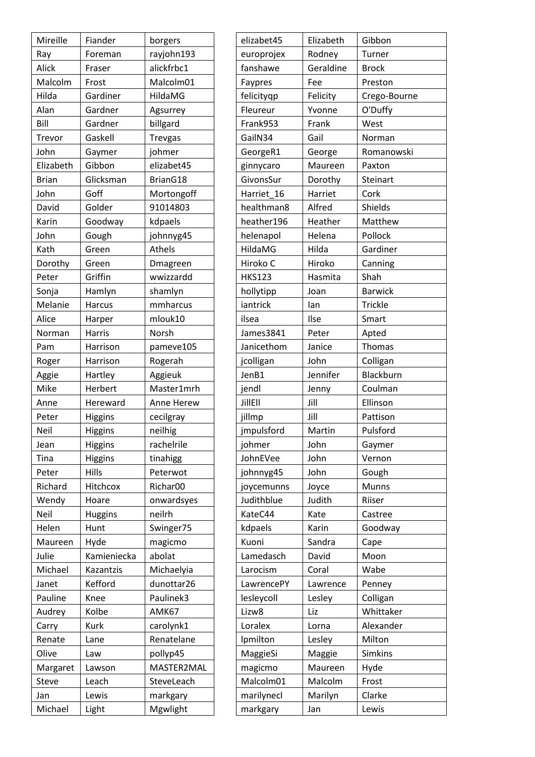| | | |
|---|---|---|
| Mireille | Fiander | borgers |
| Ray | Foreman | rayjohn193 |
| Alick | Fraser | alickfrbc1 |
| Malcolm | Frost | Malcolm01 |
| Hilda | Gardiner | HildaMG |
| Alan | Gardner | Agsurrey |
| Bill | Gardner | billgard |
| Trevor | Gaskell | Trevgas |
| John | Gaymer | johmer |
| Elizabeth | Gibbon | elizabet45 |
| Brian | Glicksman | BrianG18 |
| John | Goff | Mortongoff |
| David | Golder | 91014803 |
| Karin | Goodway | kdpaels |
| John | Gough | johnnyg45 |
| Kath | Green | Athels |
| Dorothy | Green | Dmagreen |
| Peter | Griffin | wwizzardd |
| Sonja | Hamlyn | shamlyn |
| Melanie | Harcus | mmharcus |
| Alice | Harper | mlouk10 |
| Norman | Harris | Norsh |
| Pam | Harrison | pameve105 |
| Roger | Harrison | Rogerah |
| Aggie | Hartley | Aggieuk |
| Mike | Herbert | Master1mrh |
| Anne | Hereward | Anne Herew |
| Peter | Higgins | cecilgray |
| Neil | Higgins | neilhig |
| Jean | Higgins | rachelrile |
| Tina | Higgins | tinahigg |
| Peter | Hills | Peterwot |
| Richard | Hitchcox | Richar00 |
| Wendy | Hoare | onwardsyes |
| Neil | Huggins | neilrh |
| Helen | Hunt | Swinger75 |
| Maureen | Hyde | magicmo |
| Julie | Kamieniecka | abolat |
| Michael | Kazantzis | Michaelyia |
| Janet | Kefford | dunottar26 |
| Pauline | Knee | Paulinek3 |
| Audrey | Kolbe | AMK67 |
| Carry | Kurk | carolynk1 |
| Renate | Lane | Renatelane |
| Olive | Law | pollyp45 |
| Margaret | Lawson | MASTER2MAL |
| Steve | Leach | SteveLeach |
| Jan | Lewis | markgary |
| Michael | Light | Mgwlight |

| | | |
|---|---|---|
| elizabet45 | Elizabeth | Gibbon |
| europrojex | Rodney | Turner |
| fanshawe | Geraldine | Brock |
| Faypres | Fee | Preston |
| felicityqp | Felicity | Crego-Bourne |
| Fleureur | Yvonne | O'Duffy |
| Frank953 | Frank | West |
| GailN34 | Gail | Norman |
| GeorgeR1 | George | Romanowski |
| ginnycaro | Maureen | Paxton |
| GivonsSur | Dorothy | Steinart |
| Harriet_16 | Harriet | Cork |
| healthman8 | Alfred | Shields |
| heather196 | Heather | Matthew |
| helenapol | Helena | Pollock |
| HildaMG | Hilda | Gardiner |
| Hiroko C | Hiroko | Canning |
| HKS123 | Hasmita | Shah |
| hollytipp | Joan | Barwick |
| iantrick | Ian | Trickle |
| ilsea | Ilse | Smart |
| James3841 | Peter | Apted |
| Janicethom | Janice | Thomas |
| jcolligan | John | Colligan |
| JenB1 | Jennifer | Blackburn |
| jendl | Jenny | Coulman |
| JillEll | Jill | Ellinson |
| jillmp | Jill | Pattison |
| jmpulsford | Martin | Pulsford |
| johmer | John | Gaymer |
| JohnEVee | John | Vernon |
| johnnyg45 | John | Gough |
| joycemunns | Joyce | Munns |
| Judithblue | Judith | Riiser |
| KateC44 | Kate | Castree |
| kdpaels | Karin | Goodway |
| Kuoni | Sandra | Cape |
| Lamedasch | David | Moon |
| Larocism | Coral | Wabe |
| LawrencePY | Lawrence | Penney |
| lesleycoll | Lesley | Colligan |
| Lizw8 | Liz | Whittaker |
| Loralex | Lorna | Alexander |
| lpmilton | Lesley | Milton |
| MaggieSi | Maggie | Simkins |
| magicmo | Maureen | Hyde |
| Malcolm01 | Malcolm | Frost |
| marilynecl | Marilyn | Clarke |
| markgary | Jan | Lewis |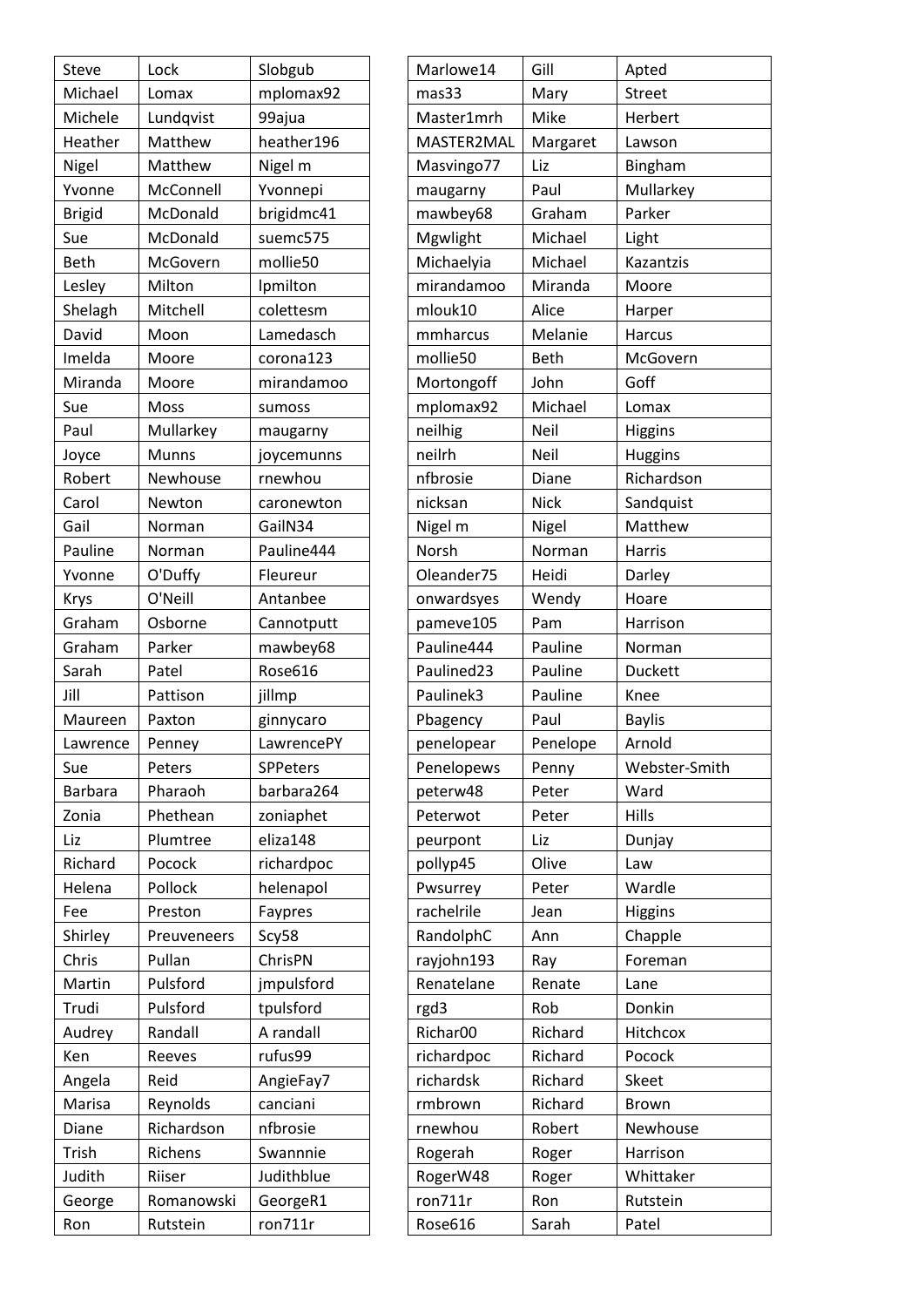| | | |
|---|---|---|
| Steve | Lock | Slobgub |
| Michael | Lomax | mplomax92 |
| Michele | Lundqvist | 99ajua |
| Heather | Matthew | heather196 |
| Nigel | Matthew | Nigel m |
| Yvonne | McConnell | Yvonnepi |
| Brigid | McDonald | brigidmc41 |
| Sue | McDonald | suemc575 |
| Beth | McGovern | mollie50 |
| Lesley | Milton | lpmilton |
| Shelagh | Mitchell | colettesm |
| David | Moon | Lamedasch |
| Imelda | Moore | corona123 |
| Miranda | Moore | mirandamoo |
| Sue | Moss | sumoss |
| Paul | Mullarkey | maugarny |
| Joyce | Munns | joycemunns |
| Robert | Newhouse | rnewhou |
| Carol | Newton | caronewton |
| Gail | Norman | GailN34 |
| Pauline | Norman | Pauline444 |
| Yvonne | O'Duffy | Fleureur |
| Krys | O'Neill | Antanbee |
| Graham | Osborne | Cannotputt |
| Graham | Parker | mawbey68 |
| Sarah | Patel | Rose616 |
| Jill | Pattison | jillmp |
| Maureen | Paxton | ginnycaro |
| Lawrence | Penney | LawrencePY |
| Sue | Peters | SPPeters |
| Barbara | Pharaoh | barbara264 |
| Zonia | Phethean | zoniaphet |
| Liz | Plumtree | eliza148 |
| Richard | Pocock | richardpoc |
| Helena | Pollock | helenapol |
| Fee | Preston | Faypres |
| Shirley | Preuveneers | Scy58 |
| Chris | Pullan | ChrisPN |
| Martin | Pulsford | jmpulsford |
| Trudi | Pulsford | tpulsford |
| Audrey | Randall | A randall |
| Ken | Reeves | rufus99 |
| Angela | Reid | AngieFay7 |
| Marisa | Reynolds | canciani |
| Diane | Richardson | nfbrosie |
| Trish | Richens | Swannnie |
| Judith | Riiser | Judithblue |
| George | Romanowski | GeorgeR1 |
| Ron | Rutstein | ron711r |

| | | |
|---|---|---|
| Marlowe14 | Gill | Apted |
| mas33 | Mary | Street |
| Master1mrh | Mike | Herbert |
| MASTER2MAL | Margaret | Lawson |
| Masvingo77 | Liz | Bingham |
| maugarny | Paul | Mullarkey |
| mawbey68 | Graham | Parker |
| Mgwlight | Michael | Light |
| Michaelyia | Michael | Kazantzis |
| mirandamoo | Miranda | Moore |
| mlouk10 | Alice | Harper |
| mmharcus | Melanie | Harcus |
| mollie50 | Beth | McGovern |
| Mortongoff | John | Goff |
| mplomax92 | Michael | Lomax |
| neilhig | Neil | Higgins |
| neilrh | Neil | Huggins |
| nfbrosie | Diane | Richardson |
| nicksan | Nick | Sandquist |
| Nigel m | Nigel | Matthew |
| Norsh | Norman | Harris |
| Oleander75 | Heidi | Darley |
| onwardsyes | Wendy | Hoare |
| pameve105 | Pam | Harrison |
| Pauline444 | Pauline | Norman |
| Paulined23 | Pauline | Duckett |
| Paulinek3 | Pauline | Knee |
| Pbagency | Paul | Baylis |
| penelopear | Penelope | Arnold |
| Penelopews | Penny | Webster-Smith |
| peterw48 | Peter | Ward |
| Peterwot | Peter | Hills |
| peurpont | Liz | Dunjay |
| pollyp45 | Olive | Law |
| Pwsurrey | Peter | Wardle |
| rachelrile | Jean | Higgins |
| RandolphC | Ann | Chapple |
| rayjohn193 | Ray | Foreman |
| Renatelane | Renate | Lane |
| rgd3 | Rob | Donkin |
| Richar00 | Richard | Hitchcox |
| richardpoc | Richard | Pocock |
| richardsk | Richard | Skeet |
| rmbrown | Richard | Brown |
| rnewhou | Robert | Newhouse |
| Rogerah | Roger | Harrison |
| RogerW48 | Roger | Whittaker |
| ron711r | Ron | Rutstein |
| Rose616 | Sarah | Patel |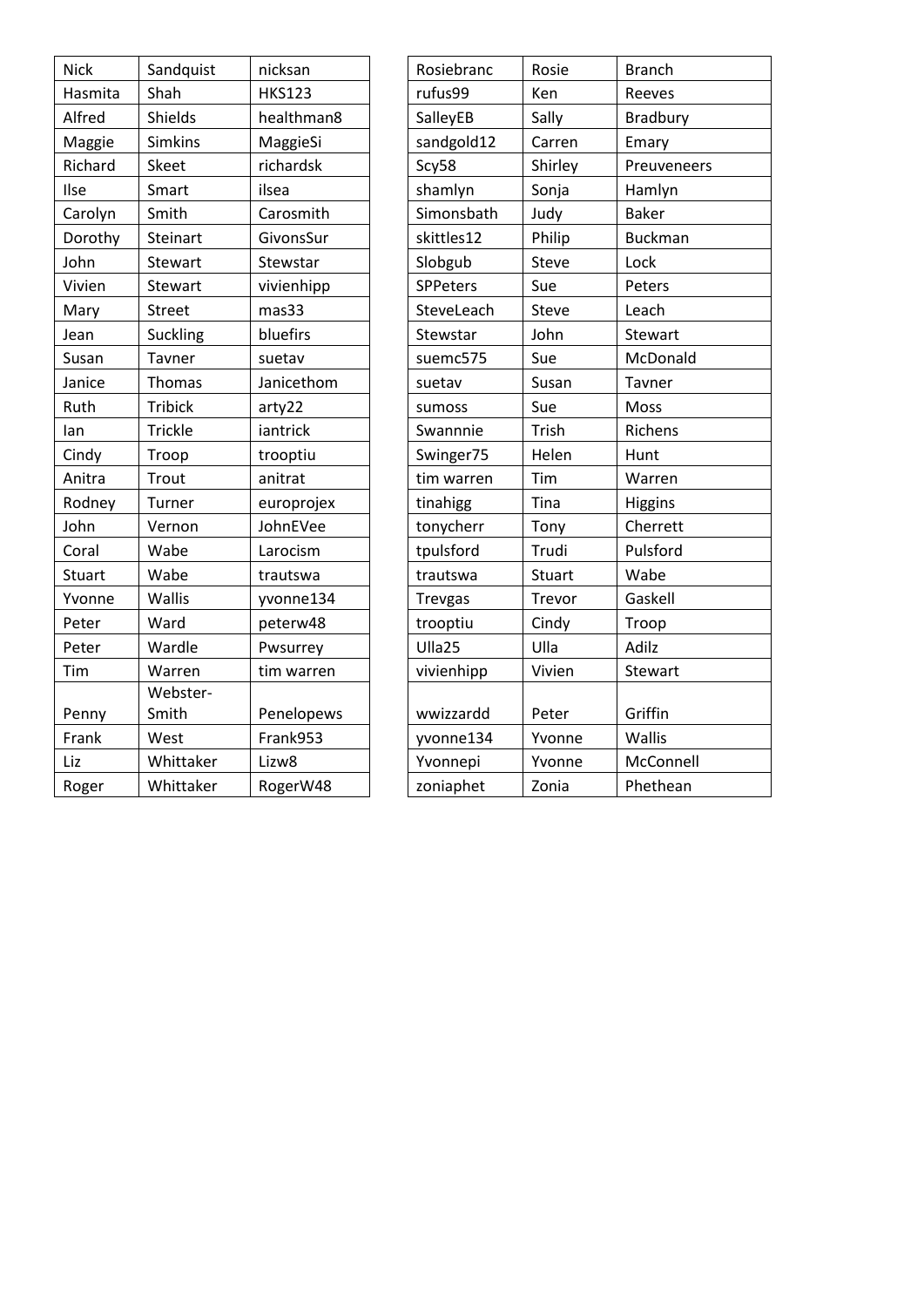| | | |
|---|---|---|
| Nick | Sandquist | nicksan |
| Hasmita | Shah | HKS123 |
| Alfred | Shields | healthman8 |
| Maggie | Simkins | MaggieSi |
| Richard | Skeet | richardsk |
| Ilse | Smart | ilsea |
| Carolyn | Smith | Carosmith |
| Dorothy | Steinart | GivonsSur |
| John | Stewart | Stewstar |
| Vivien | Stewart | vivienhipp |
| Mary | Street | mas33 |
| Jean | Suckling | bluefirs |
| Susan | Tavner | suetav |
| Janice | Thomas | Janicethom |
| Ruth | Tribick | arty22 |
| Ian | Trickle | iantrick |
| Cindy | Troop | trooptiu |
| Anitra | Trout | anitrat |
| Rodney | Turner | europrojex |
| John | Vernon | JohnEVee |
| Coral | Wabe | Larocism |
| Stuart | Wabe | trautswa |
| Yvonne | Wallis | yvonne134 |
| Peter | Ward | peterw48 |
| Peter | Wardle | Pwsurrey |
| Tim | Warren | tim warren |
| Penny | Webster-Smith | Penelopews |
| Frank | West | Frank953 |
| Liz | Whittaker | Lizw8 |
| Roger | Whittaker | RogerW48 |

| | | |
|---|---|---|
| Rosiebranc | Rosie | Branch |
| rufus99 | Ken | Reeves |
| SalleyEB | Sally | Bradbury |
| sandgold12 | Carren | Emary |
| Scy58 | Shirley | Preuveneers |
| shamlyn | Sonja | Hamlyn |
| Simonsbath | Judy | Baker |
| skittles12 | Philip | Buckman |
| Slobgub | Steve | Lock |
| SPPeters | Sue | Peters |
| SteveLeach | Steve | Leach |
| Stewstar | John | Stewart |
| suemc575 | Sue | McDonald |
| suetav | Susan | Tavner |
| sumoss | Sue | Moss |
| Swannnie | Trish | Richens |
| Swinger75 | Helen | Hunt |
| tim warren | Tim | Warren |
| tinahigg | Tina | Higgins |
| tonycherr | Tony | Cherrett |
| tpulsford | Trudi | Pulsford |
| trautswa | Stuart | Wabe |
| Trevgas | Trevor | Gaskell |
| trooptiu | Cindy | Troop |
| Ulla25 | Ulla | Adilz |
| vivienhipp | Vivien | Stewart |
| wwizzardd | Peter | Griffin |
| yvonne134 | Yvonne | Wallis |
| Yvonnepi | Yvonne | McConnell |
| zoniaphet | Zonia | Phethean |